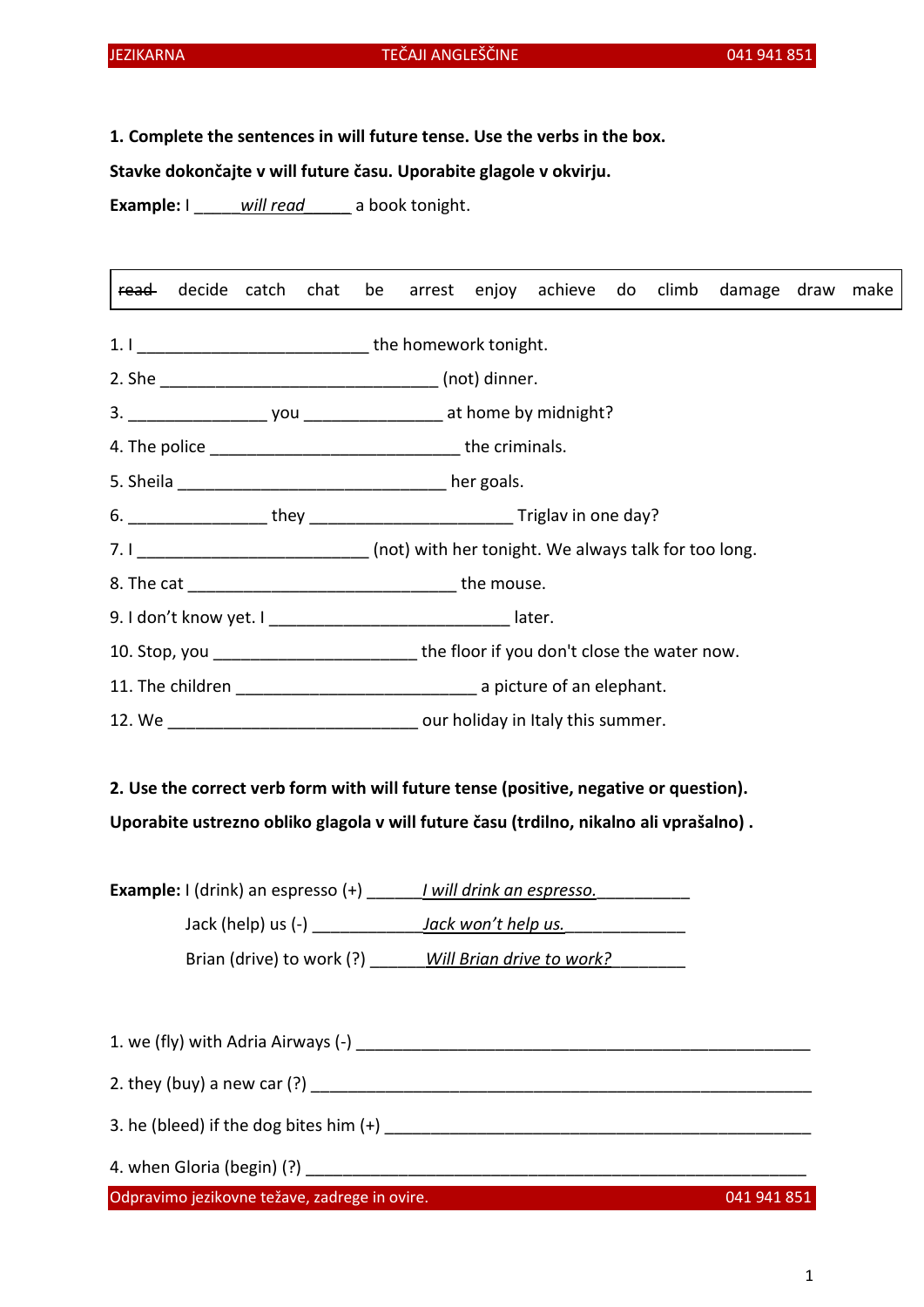**1. Complete the sentences in will future tense. Use the verbs in the box.**

**Stavke dokončajte v will future času. Uporabite glagole v okvirju.**

**Example:** I _____*will read*_____ a book tonight.

| ~~read~~ | decide | catch | chat | be | arrest | enjoy | achieve | do | climb | damage | draw | make |
|---|---|---|---|---|---|---|---|---|---|---|---|---|

1. I _________________________ the homework tonight.
2. She ______________________________ (not) dinner.
3. _______________ you _______________ at home by midnight?
4. The police ___________________________ the criminals.
5. Sheila _____________________________ her goals.
6. _______________ they ______________________ Triglav in one day?
7. I _________________________ (not) with her tonight. We always talk for too long.
8. The cat _____________________________ the mouse.
9. I don't know yet. I __________________________ later.
10. Stop, you ______________________ the floor if you don't close the water now.
11. The children __________________________ a picture of an elephant.
12. We ___________________________ our holiday in Italy this summer.

**2. Use the correct verb form with will future tense (positive, negative or question).**

**Uporabite ustrezno obliko glagola v will future času (trdilno, nikalno ali vprašalno) .**

**Example:** I (drink) an espresso (+) ______*I will drink an espresso.*__________

Jack (help) us (-) ____________*Jack won't help us.*_____________

Brian (drive) to work (?) ______*Will Brian drive to work?*________

1. we (fly) with Adria Airways (-) ___________________________________________________
2. they (buy) a new car (?) ________________________________________________________
3. he (bleed) if the dog bites him (+) ______________________________________________
4. when Gloria (begin) (?) ________________________________________________________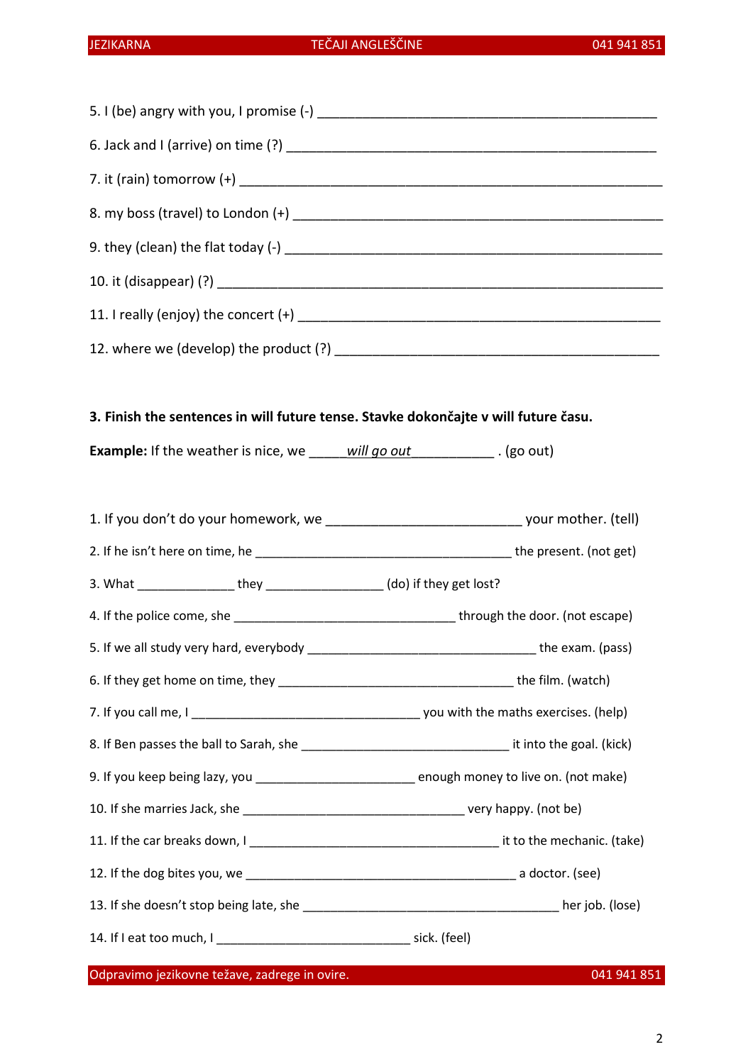5. I (be) angry with you, I promise (-) ______________________________________________

6. Jack and I (arrive) on time (?) __________________________________________________

7. it (rain) tomorrow (+) _________________________________________________________

8. my boss (travel) to London (+) __________________________________________________

9. they (clean) the flat today (-) __________________________________________________

10. it (disappear) (?) ____________________________________________________________

11. I really (enjoy) the concert (+) _________________________________________________

12. where we (develop) the product (?) ______________________________________________

**3. Finish the sentences in will future tense. Stavke dokončajte v will future času.**

**Example:** If the weather is nice, we _____*will go out*___________ . (go out)

1. If you don't do your homework, we __________________________ your mother. (tell)

2. If he isn't here on time, he ___________________________________ the present. (not get)

3. What _____________ they ________________ (do) if they get lost?

4. If the police come, she ______________________________ through the door. (not escape)

5. If we all study very hard, everybody ______________________________ the exam. (pass)

6. If they get home on time, they _______________________________ the film. (watch)

7. If you call me, I ______________________________ you with the maths exercises. (help)

8. If Ben passes the ball to Sarah, she ___________________________ it into the goal. (kick)

9. If you keep being lazy, you _____________________ enough money to live on. (not make)

10. If she marries Jack, she ______________________________ very happy. (not be)

11. If the car breaks down, I _________________________________ it to the mechanic. (take)

12. If the dog bites you, we ____________________________________ a doctor. (see)

13. If she doesn't stop being late, she __________________________________ her job. (lose)

14. If I eat too much, I __________________________ sick. (feel)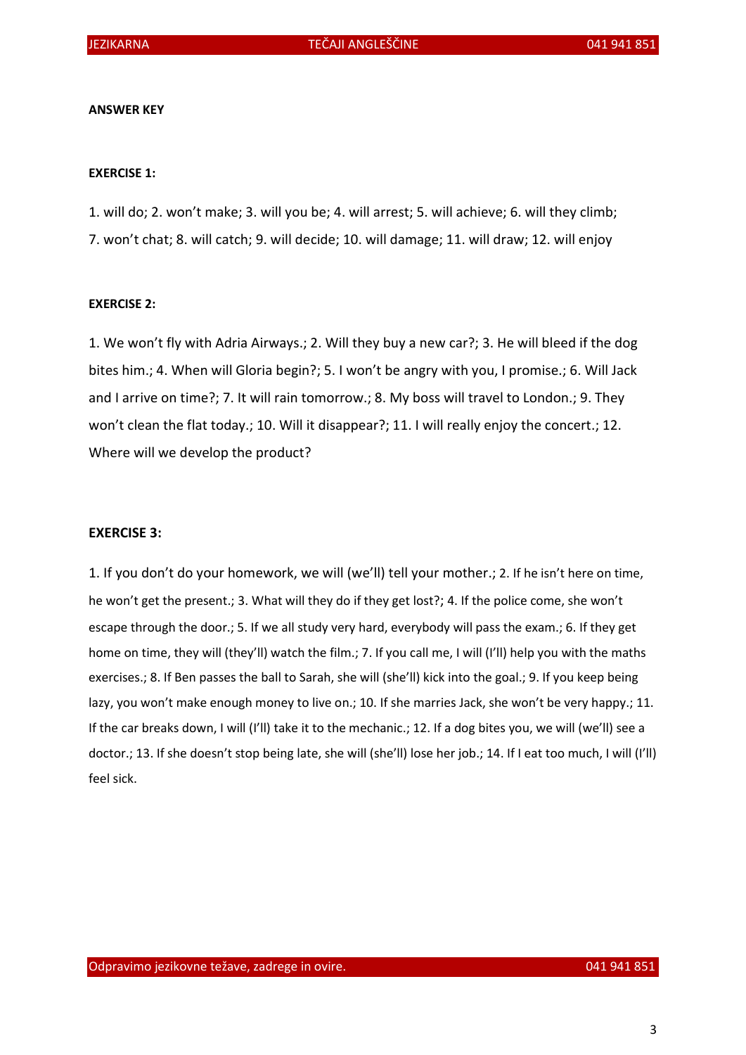**ANSWER KEY**

**EXERCISE 1:**

1. will do; 2. won't make; 3. will you be; 4. will arrest; 5. will achieve; 6. will they climb; 7. won't chat; 8. will catch; 9. will decide; 10. will damage; 11. will draw; 12. will enjoy

**EXERCISE 2:**

1. We won't fly with Adria Airways.; 2. Will they buy a new car?; 3. He will bleed if the dog bites him.; 4. When will Gloria begin?; 5. I won't be angry with you, I promise.; 6. Will Jack and I arrive on time?; 7. It will rain tomorrow.; 8. My boss will travel to London.; 9. They won't clean the flat today.; 10. Will it disappear?; 11. I will really enjoy the concert.; 12. Where will we develop the product?

**EXERCISE 3:**

1. If you don't do your homework, we will (we'll) tell your mother.; 2. If he isn't here on time, he won't get the present.; 3. What will they do if they get lost?; 4. If the police come, she won't escape through the door.; 5. If we all study very hard, everybody will pass the exam.; 6. If they get home on time, they will (they'll) watch the film.; 7. If you call me, I will (I'll) help you with the maths exercises.; 8. If Ben passes the ball to Sarah, she will (she'll) kick into the goal.; 9. If you keep being lazy, you won't make enough money to live on.; 10. If she marries Jack, she won't be very happy.; 11. If the car breaks down, I will (I'll) take it to the mechanic.; 12. If a dog bites you, we will (we'll) see a doctor.; 13. If she doesn't stop being late, she will (she'll) lose her job.; 14. If I eat too much, I will (I'll) feel sick.